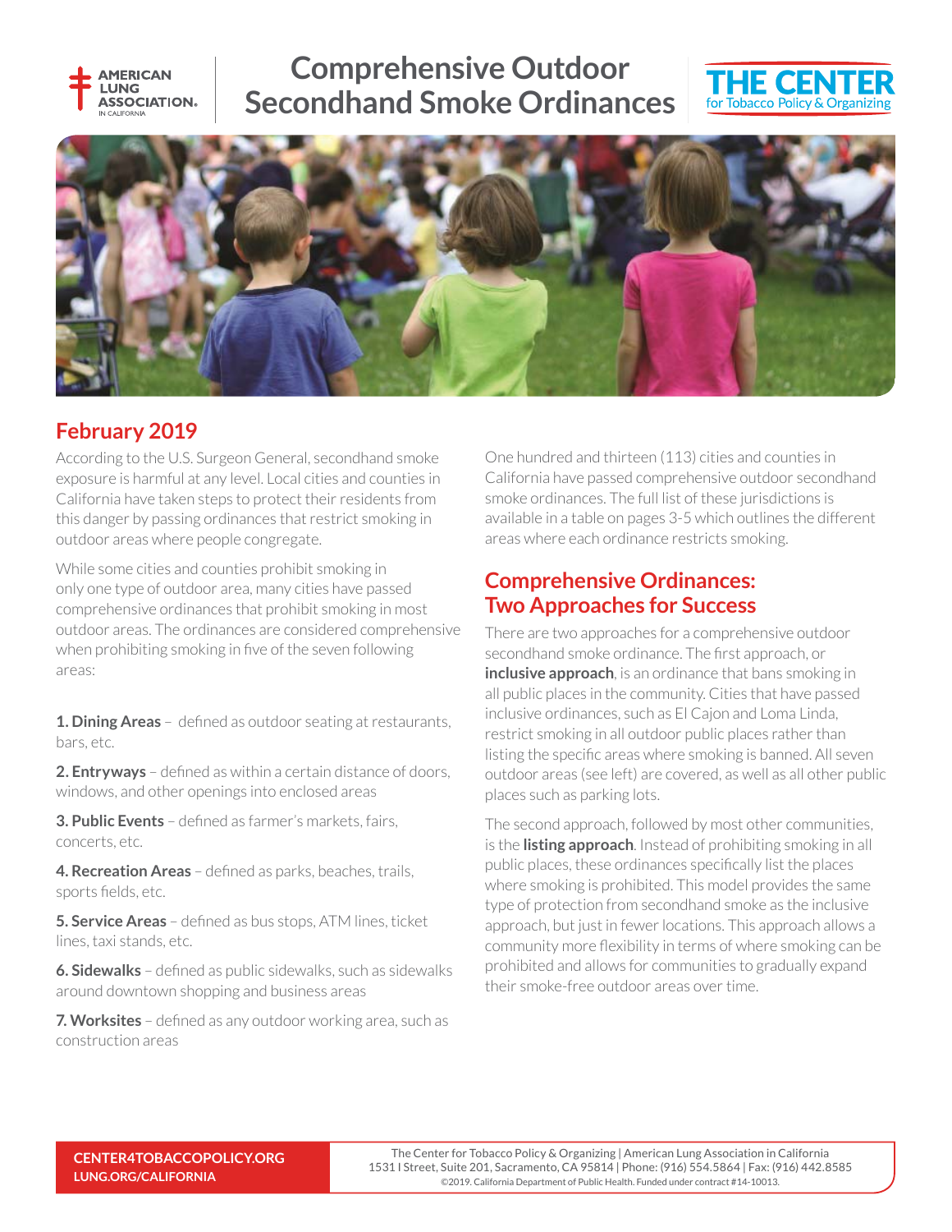# Comprehensive Outdoor Secondhand Smoke Ordinances

AMERICAN LUNG ASSOCIATION. IN CALIFORNIA

THE CENTER for Tobacco Policy & Organizing

## February 2019

According to the U.S. Surgeon General, secondhand smoke exposure is harmful at any level. Local cities and counties in California have taken steps to protect their residents from this danger by passing ordinances that restrict smoking in outdoor areas where people congregate.

While some cities and counties prohibit smoking in only one type of outdoor area, many cities have passed comprehensive ordinances that prohibit smoking in most outdoor areas. The ordinances are considered comprehensive when prohibiting smoking in five of the seven following areas:

**1. Dining Areas** – defined as outdoor seating at restaurants, bars, etc.

**2. Entryways** – defined as within a certain distance of doors, windows, and other openings into enclosed areas

**3. Public Events** – defined as farmer's markets, fairs, concerts, etc.

**4. Recreation Areas** – defined as parks, beaches, trails, sports fields, etc.

**5. Service Areas** – defined as bus stops, ATM lines, ticket lines, taxi stands, etc.

**6. Sidewalks** – defined as public sidewalks, such as sidewalks around downtown shopping and business areas

**7. Worksites** – defined as any outdoor working area, such as construction areas

One hundred and thirteen (113) cities and counties in California have passed comprehensive outdoor secondhand smoke ordinances. The full list of these jurisdictions is available in a table on pages 3-5 which outlines the different areas where each ordinance restricts smoking.

## Comprehensive Ordinances: Two Approaches for Success

There are two approaches for a comprehensive outdoor secondhand smoke ordinance. The first approach, or **inclusive approach**, is an ordinance that bans smoking in all public places in the community. Cities that have passed inclusive ordinances, such as El Cajon and Loma Linda, restrict smoking in all outdoor public places rather than listing the specific areas where smoking is banned. All seven outdoor areas (see left) are covered, as well as all other public places such as parking lots.

The second approach, followed by most other communities, is the **listing approach**. Instead of prohibiting smoking in all public places, these ordinances specifically list the places where smoking is prohibited. This model provides the same type of protection from secondhand smoke as the inclusive approach, but just in fewer locations. This approach allows a community more flexibility in terms of where smoking can be prohibited and allows for communities to gradually expand their smoke-free outdoor areas over time.

CENTER4TOBACCOPOLICY.ORG
LUNG.ORG/CALIFORNIA

The Center for Tobacco Policy & Organizing | American Lung Association in California
1531 I Street, Suite 201, Sacramento, CA 95814 | Phone: (916) 554.5864 | Fax: (916) 442.8585
©2019. California Department of Public Health. Funded under contract #14-10013.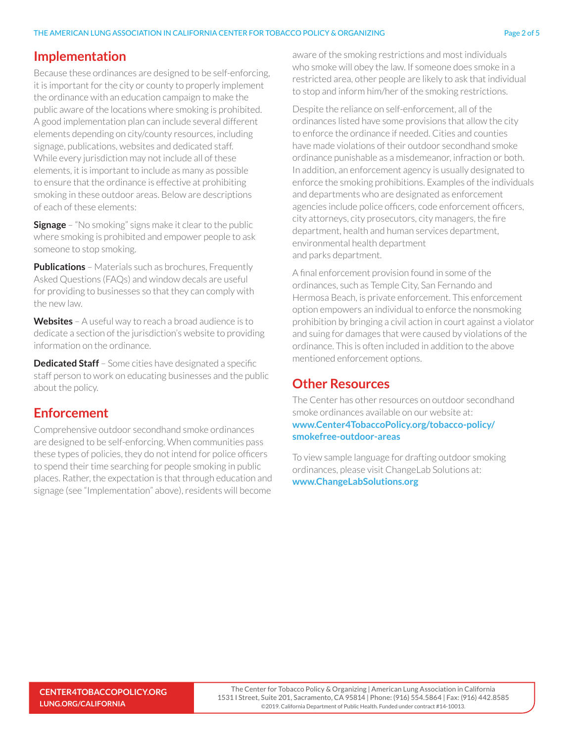## Implementation

Because these ordinances are designed to be self-enforcing, it is important for the city or county to properly implement the ordinance with an education campaign to make the public aware of the locations where smoking is prohibited. A good implementation plan can include several different elements depending on city/county resources, including signage, publications, websites and dedicated staff. While every jurisdiction may not include all of these elements, it is important to include as many as possible to ensure that the ordinance is effective at prohibiting smoking in these outdoor areas. Below are descriptions of each of these elements:

**Signage** – "No smoking" signs make it clear to the public where smoking is prohibited and empower people to ask someone to stop smoking.

**Publications** – Materials such as brochures, Frequently Asked Questions (FAQs) and window decals are useful for providing to businesses so that they can comply with the new law.

**Websites** – A useful way to reach a broad audience is to dedicate a section of the jurisdiction's website to providing information on the ordinance.

**Dedicated Staff** – Some cities have designated a specific staff person to work on educating businesses and the public about the policy.

## Enforcement

Comprehensive outdoor secondhand smoke ordinances are designed to be self-enforcing. When communities pass these types of policies, they do not intend for police officers to spend their time searching for people smoking in public places. Rather, the expectation is that through education and signage (see "Implementation" above), residents will become aware of the smoking restrictions and most individuals who smoke will obey the law. If someone does smoke in a restricted area, other people are likely to ask that individual to stop and inform him/her of the smoking restrictions.

Despite the reliance on self-enforcement, all of the ordinances listed have some provisions that allow the city to enforce the ordinance if needed. Cities and counties have made violations of their outdoor secondhand smoke ordinance punishable as a misdemeanor, infraction or both. In addition, an enforcement agency is usually designated to enforce the smoking prohibitions. Examples of the individuals and departments who are designated as enforcement agencies include police officers, code enforcement officers, city attorneys, city prosecutors, city managers, the fire department, health and human services department, environmental health department and parks department.

A final enforcement provision found in some of the ordinances, such as Temple City, San Fernando and Hermosa Beach, is private enforcement. This enforcement option empowers an individual to enforce the nonsmoking prohibition by bringing a civil action in court against a violator and suing for damages that were caused by violations of the ordinance. This is often included in addition to the above mentioned enforcement options.

## Other Resources

The Center has other resources on outdoor secondhand smoke ordinances available on our website at: **www.Center4TobaccoPolicy.org/tobacco-policy/smokefree-outdoor-areas**

To view sample language for drafting outdoor smoking ordinances, please visit ChangeLab Solutions at: **www.ChangeLabSolutions.org**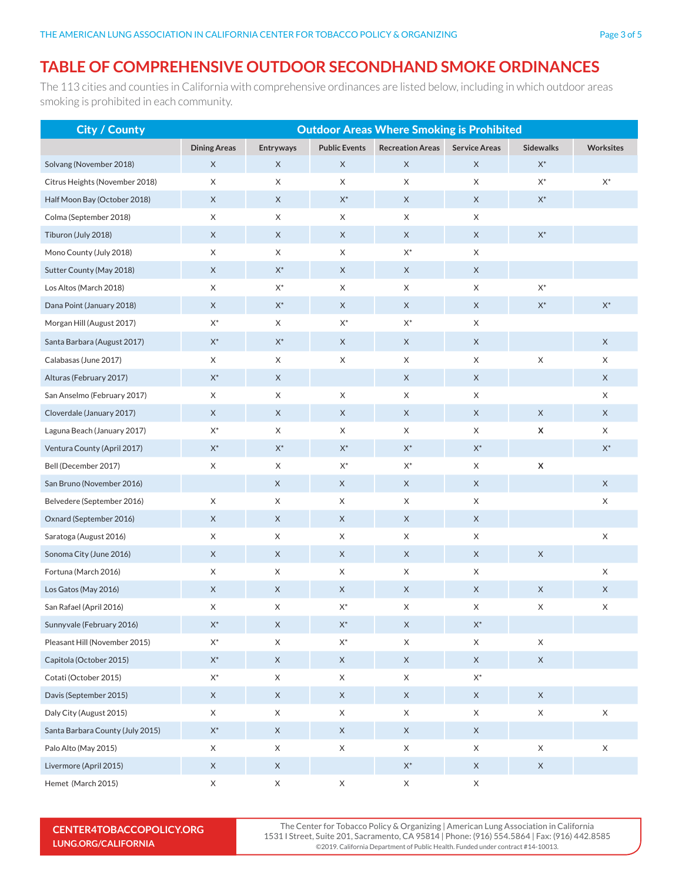# TABLE OF COMPREHENSIVE OUTDOOR SECONDHAND SMOKE ORDINANCES

The 113 cities and counties in California with comprehensive ordinances are listed below, including in which outdoor areas smoking is prohibited in each community.

| City / County | Outdoor Areas Where Smoking is Prohibited | | | | | | |
|---|---|---|---|---|---|---|---|
| | Dining Areas | Entryways | Public Events | Recreation Areas | Service Areas | Sidewalks | Worksites |
| Solvang (November 2018) | X | X | X | X | X | X* | |
| Citrus Heights (November 2018) | X | X | X | X | X | X* | X* |
| Half Moon Bay (October 2018) | X | X | X* | X | X | X* | |
| Colma (September 2018) | X | X | X | X | X | | |
| Tiburon (July 2018) | X | X | X | X | X | X* | |
| Mono County (July 2018) | X | X | X | X* | X | | |
| Sutter County (May 2018) | X | X* | X | X | X | | |
| Los Altos (March 2018) | X | X* | X | X | X | X* | |
| Dana Point (January 2018) | X | X* | X | X | X | X* | X* |
| Morgan Hill (August 2017) | X* | X | X* | X* | X | | |
| Santa Barbara (August 2017) | X* | X* | X | X | X | | X |
| Calabasas (June 2017) | X | X | X | X | X | X | X |
| Alturas (February 2017) | X* | X | | X | X | | X |
| San Anselmo (February 2017) | X | X | X | X | X | | X |
| Cloverdale (January 2017) | X | X | X | X | X | X | X |
| Laguna Beach (January 2017) | X* | X | X | X | X | **X** | X |
| Ventura County (April 2017) | X* | X* | X* | X* | X* | | X* |
| Bell (December 2017) | X | X | X* | X* | X | **X** | |
| San Bruno (November 2016) | | X | X | X | X | | X |
| Belvedere (September 2016) | X | X | X | X | X | | X |
| Oxnard (September 2016) | X | X | X | X | X | | |
| Saratoga (August 2016) | X | X | X | X | X | | X |
| Sonoma City (June 2016) | X | X | X | X | X | X | |
| Fortuna (March 2016) | X | X | X | X | X | | X |
| Los Gatos (May 2016) | X | X | X | X | X | X | X |
| San Rafael (April 2016) | X | X | X* | X | X | X | X |
| Sunnyvale (February 2016) | X* | X | X* | X | X* | | |
| Pleasant Hill (November 2015) | X* | X | X* | X | X | X | |
| Capitola (October 2015) | X* | X | X | X | X | X | |
| Cotati (October 2015) | X* | X | X | X | X* | | |
| Davis (September 2015) | X | X | X | X | X | X | |
| Daly City (August 2015) | X | X | X | X | X | X | X |
| Santa Barbara County (July 2015) | X* | X | X | X | X | | |
| Palo Alto (May 2015) | X | X | X | X | X | X | X |
| Livermore (April 2015) | X | X | | X* | X | X | |
| Hemet (March 2015) | X | X | X | X | X | | |

CENTER4TOBACCOPOLICY.ORG
LUNG.ORG/CALIFORNIA

The Center for Tobacco Policy & Organizing | American Lung Association in California
1531 I Street, Suite 201, Sacramento, CA 95814 | Phone: (916) 554.5864 | Fax: (916) 442.8585
©2019. California Department of Public Health. Funded under contract #14-10013.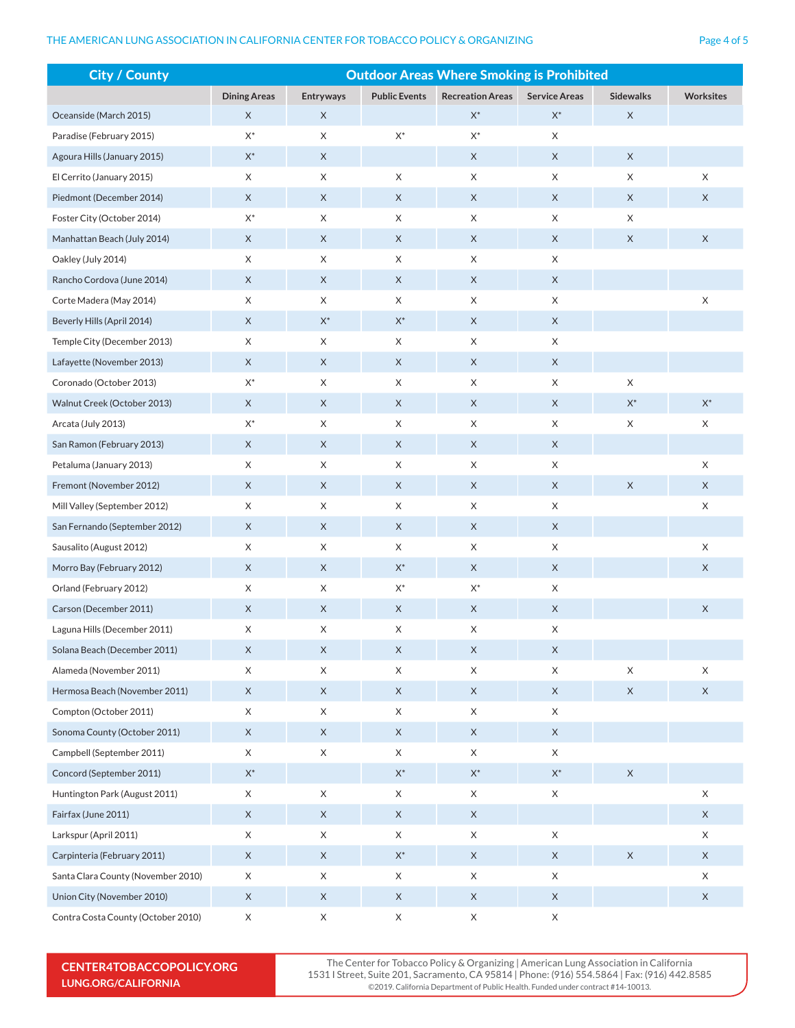| City / County | Outdoor Areas Where Smoking is Prohibited | | | | | | |
|---|---|---|---|---|---|---|---|
| | Dining Areas | Entryways | Public Events | Recreation Areas | Service Areas | Sidewalks | Worksites |
| Oceanside (March 2015) | X | X | | X* | X* | X | |
| Paradise (February 2015) | X* | X | X* | X* | X | | |
| Agoura Hills (January 2015) | X* | X | | X | X | X | |
| El Cerrito (January 2015) | X | X | X | X | X | X | X |
| Piedmont (December 2014) | X | X | X | X | X | X | X |
| Foster City (October 2014) | X* | X | X | X | X | X | |
| Manhattan Beach (July 2014) | X | X | X | X | X | X | X |
| Oakley (July 2014) | X | X | X | X | X | | |
| Rancho Cordova (June 2014) | X | X | X | X | X | | |
| Corte Madera (May 2014) | X | X | X | X | X | | X |
| Beverly Hills (April 2014) | X | X* | X* | X | X | | |
| Temple City (December 2013) | X | X | X | X | X | | |
| Lafayette (November 2013) | X | X | X | X | X | | |
| Coronado (October 2013) | X* | X | X | X | X | X | |
| Walnut Creek (October 2013) | X | X | X | X | X | X* | X* |
| Arcata (July 2013) | X* | X | X | X | X | X | X |
| San Ramon (February 2013) | X | X | X | X | X | | |
| Petaluma (January 2013) | X | X | X | X | X | | X |
| Fremont (November 2012) | X | X | X | X | X | X | X |
| Mill Valley (September 2012) | X | X | X | X | X | | X |
| San Fernando (September 2012) | X | X | X | X | X | | |
| Sausalito (August 2012) | X | X | X | X | X | | X |
| Morro Bay (February 2012) | X | X | X* | X | X | | X |
| Orland (February 2012) | X | X | X* | X* | X | | |
| Carson (December 2011) | X | X | X | X | X | | X |
| Laguna Hills (December 2011) | X | X | X | X | X | | |
| Solana Beach (December 2011) | X | X | X | X | X | | |
| Alameda (November 2011) | X | X | X | X | X | X | X |
| Hermosa Beach (November 2011) | X | X | X | X | X | X | X |
| Compton (October 2011) | X | X | X | X | X | | |
| Sonoma County (October 2011) | X | X | X | X | X | | |
| Campbell (September 2011) | X | X | X | X | X | | |
| Concord (September 2011) | X* | | X* | X* | X* | X | |
| Huntington Park (August 2011) | X | X | X | X | X | | X |
| Fairfax (June 2011) | X | X | X | X | | | X |
| Larkspur (April 2011) | X | X | X | X | X | | X |
| Carpinteria (February 2011) | X | X | X* | X | X | X | X |
| Santa Clara County (November 2010) | X | X | X | X | X | | X |
| Union City (November 2010) | X | X | X | X | X | | X |
| Contra Costa County (October 2010) | X | X | X | X | X | | |

CENTER4TOBACCOPOLICY.ORG
LUNG.ORG/CALIFORNIA

The Center for Tobacco Policy & Organizing | American Lung Association in California
1531 I Street, Suite 201, Sacramento, CA 95814 | Phone: (916) 554.5864 | Fax: (916) 442.8585
©2019. California Department of Public Health. Funded under contract #14-10013.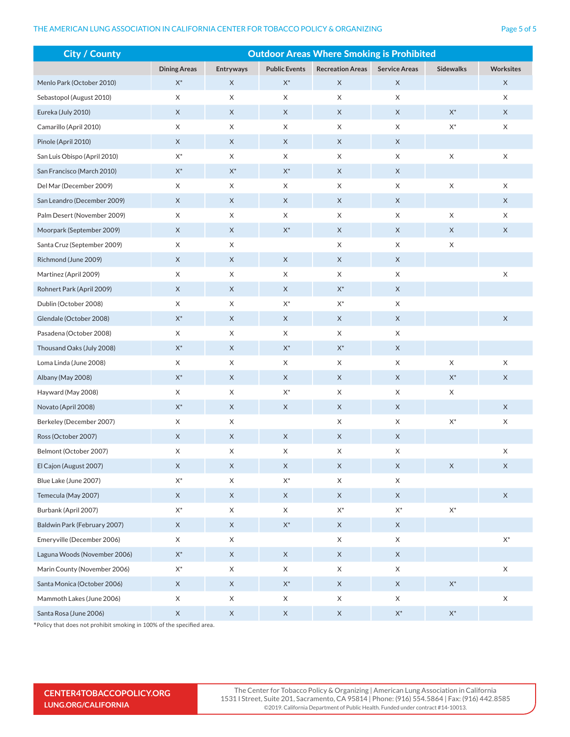| City / County | Outdoor Areas Where Smoking is Prohibited | | | | | | |
|---|---|---|---|---|---|---|---|
| | Dining Areas | Entryways | Public Events | Recreation Areas | Service Areas | Sidewalks | Worksites |
| Menlo Park (October 2010) | X* | X | X* | X | X | | X |
| Sebastopol (August 2010) | X | X | X | X | X | | X |
| Eureka (July 2010) | X | X | X | X | X | X* | X |
| Camarillo (April 2010) | X | X | X | X | X | X* | X |
| Pinole (April 2010) | X | X | X | X | X | | |
| San Luis Obispo (April 2010) | X* | X | X | X | X | X | X |
| San Francisco (March 2010) | X* | X* | X* | X | X | | |
| Del Mar (December 2009) | X | X | X | X | X | X | X |
| San Leandro (December 2009) | X | X | X | X | X | | X |
| Palm Desert (November 2009) | X | X | X | X | X | X | X |
| Moorpark (September 2009) | X | X | X* | X | X | X | X |
| Santa Cruz (September 2009) | X | X | | X | X | X | |
| Richmond (June 2009) | X | X | X | X | X | | |
| Martinez (April 2009) | X | X | X | X | X | | X |
| Rohnert Park (April 2009) | X | X | X | X* | X | | |
| Dublin (October 2008) | X | X | X* | X* | X | | |
| Glendale (October 2008) | X* | X | X | X | X | | X |
| Pasadena (October 2008) | X | X | X | X | X | | |
| Thousand Oaks (July 2008) | X* | X | X* | X* | X | | |
| Loma Linda (June 2008) | X | X | X | X | X | X | X |
| Albany (May 2008) | X* | X | X | X | X | X* | X |
| Hayward (May 2008) | X | X | X* | X | X | X | |
| Novato (April 2008) | X* | X | X | X | X | | X |
| Berkeley (December 2007) | X | X | | X | X | X* | X |
| Ross (October 2007) | X | X | X | X | X | | |
| Belmont (October 2007) | X | X | X | X | X | | X |
| El Cajon (August 2007) | X | X | X | X | X | X | X |
| Blue Lake (June 2007) | X* | X | X* | X | X | | |
| Temecula (May 2007) | X | X | X | X | X | | X |
| Burbank (April 2007) | X* | X | X | X* | X* | X* | |
| Baldwin Park (February 2007) | X | X | X* | X | X | | |
| Emeryville (December 2006) | X | X | | X | X | | X* |
| Laguna Woods (November 2006) | X* | X | X | X | X | | |
| Marin County (November 2006) | X* | X | X | X | X | | X |
| Santa Monica (October 2006) | X | X | X* | X | X | X* | |
| Mammoth Lakes (June 2006) | X | X | X | X | X | | X |
| Santa Rosa (June 2006) | X | X | X | X | X* | X* | |

*Policy that does not prohibit smoking in 100% of the specified area.

**CENTER4TOBACCOPOLICY.ORG**
**LUNG.ORG/CALIFORNIA**

The Center for Tobacco Policy & Organizing | American Lung Association in California
1531 I Street, Suite 201, Sacramento, CA 95814 | Phone: (916) 554.5864 | Fax: (916) 442.8585
©2019. California Department of Public Health. Funded under contract #14-10013.